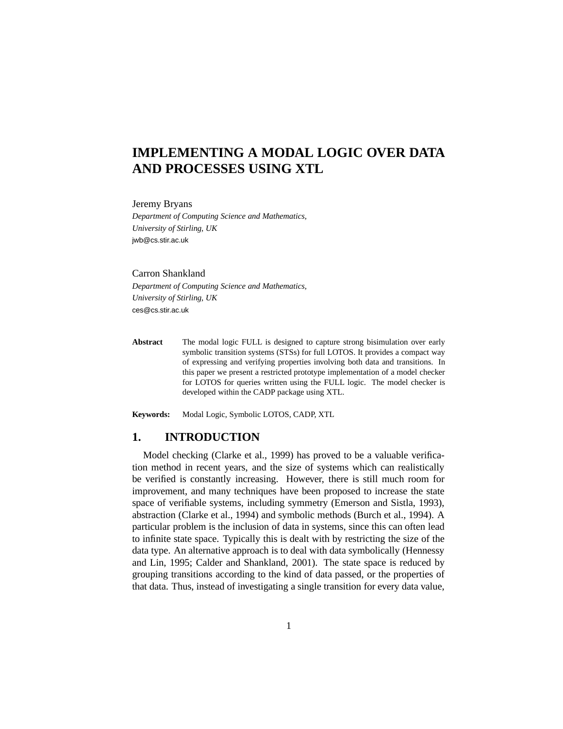# IMPLEMENTING A MODAL LOGIC OVER DATA AND PROCESSES USING XTL

Jeremy Bryans

*Department of Computing Science and Mathematics,*
*University of Stirling, UK*
jwb@cs.stir.ac.uk

Carron Shankland

*Department of Computing Science and Mathematics,*
*University of Stirling, UK*
ces@cs.stir.ac.uk

**Abstract** The modal logic FULL is designed to capture strong bisimulation over early symbolic transition systems (STSs) for full LOTOS. It provides a compact way of expressing and verifying properties involving both data and transitions. In this paper we present a restricted prototype implementation of a model checker for LOTOS for queries written using the FULL logic. The model checker is developed within the CADP package using XTL.

**Keywords:** Modal Logic, Symbolic LOTOS, CADP, XTL

## 1. INTRODUCTION

Model checking (Clarke et al., 1999) has proved to be a valuable verification method in recent years, and the size of systems which can realistically be verified is constantly increasing. However, there is still much room for improvement, and many techniques have been proposed to increase the state space of verifiable systems, including symmetry (Emerson and Sistla, 1993), abstraction (Clarke et al., 1994) and symbolic methods (Burch et al., 1994). A particular problem is the inclusion of data in systems, since this can often lead to infinite state space. Typically this is dealt with by restricting the size of the data type. An alternative approach is to deal with data symbolically (Hennessy and Lin, 1995; Calder and Shankland, 2001). The state space is reduced by grouping transitions according to the kind of data passed, or the properties of that data. Thus, instead of investigating a single transition for every data value,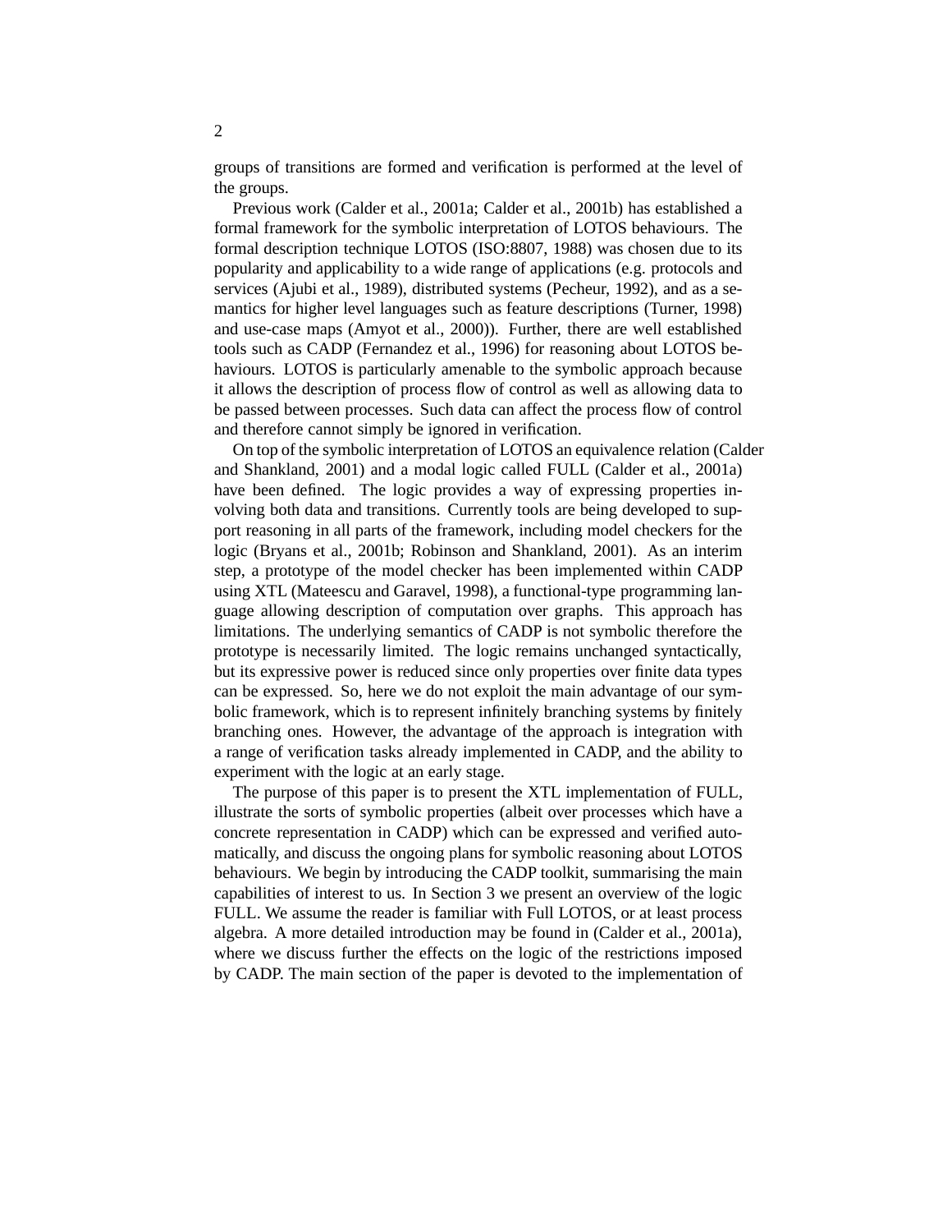groups of transitions are formed and verification is performed at the level of the groups.

Previous work (Calder et al., 2001a; Calder et al., 2001b) has established a formal framework for the symbolic interpretation of LOTOS behaviours. The formal description technique LOTOS (ISO:8807, 1988) was chosen due to its popularity and applicability to a wide range of applications (e.g. protocols and services (Ajubi et al., 1989), distributed systems (Pecheur, 1992), and as a semantics for higher level languages such as feature descriptions (Turner, 1998) and use-case maps (Amyot et al., 2000)). Further, there are well established tools such as CADP (Fernandez et al., 1996) for reasoning about LOTOS behaviours. LOTOS is particularly amenable to the symbolic approach because it allows the description of process flow of control as well as allowing data to be passed between processes. Such data can affect the process flow of control and therefore cannot simply be ignored in verification.

On top of the symbolic interpretation of LOTOS an equivalence relation (Calder and Shankland, 2001) and a modal logic called FULL (Calder et al., 2001a) have been defined. The logic provides a way of expressing properties involving both data and transitions. Currently tools are being developed to support reasoning in all parts of the framework, including model checkers for the logic (Bryans et al., 2001b; Robinson and Shankland, 2001). As an interim step, a prototype of the model checker has been implemented within CADP using XTL (Mateescu and Garavel, 1998), a functional-type programming language allowing description of computation over graphs. This approach has limitations. The underlying semantics of CADP is not symbolic therefore the prototype is necessarily limited. The logic remains unchanged syntactically, but its expressive power is reduced since only properties over finite data types can be expressed. So, here we do not exploit the main advantage of our symbolic framework, which is to represent infinitely branching systems by finitely branching ones. However, the advantage of the approach is integration with a range of verification tasks already implemented in CADP, and the ability to experiment with the logic at an early stage.

The purpose of this paper is to present the XTL implementation of FULL, illustrate the sorts of symbolic properties (albeit over processes which have a concrete representation in CADP) which can be expressed and verified automatically, and discuss the ongoing plans for symbolic reasoning about LOTOS behaviours. We begin by introducing the CADP toolkit, summarising the main capabilities of interest to us. In Section 3 we present an overview of the logic FULL. We assume the reader is familiar with Full LOTOS, or at least process algebra. A more detailed introduction may be found in (Calder et al., 2001a), where we discuss further the effects on the logic of the restrictions imposed by CADP. The main section of the paper is devoted to the implementation of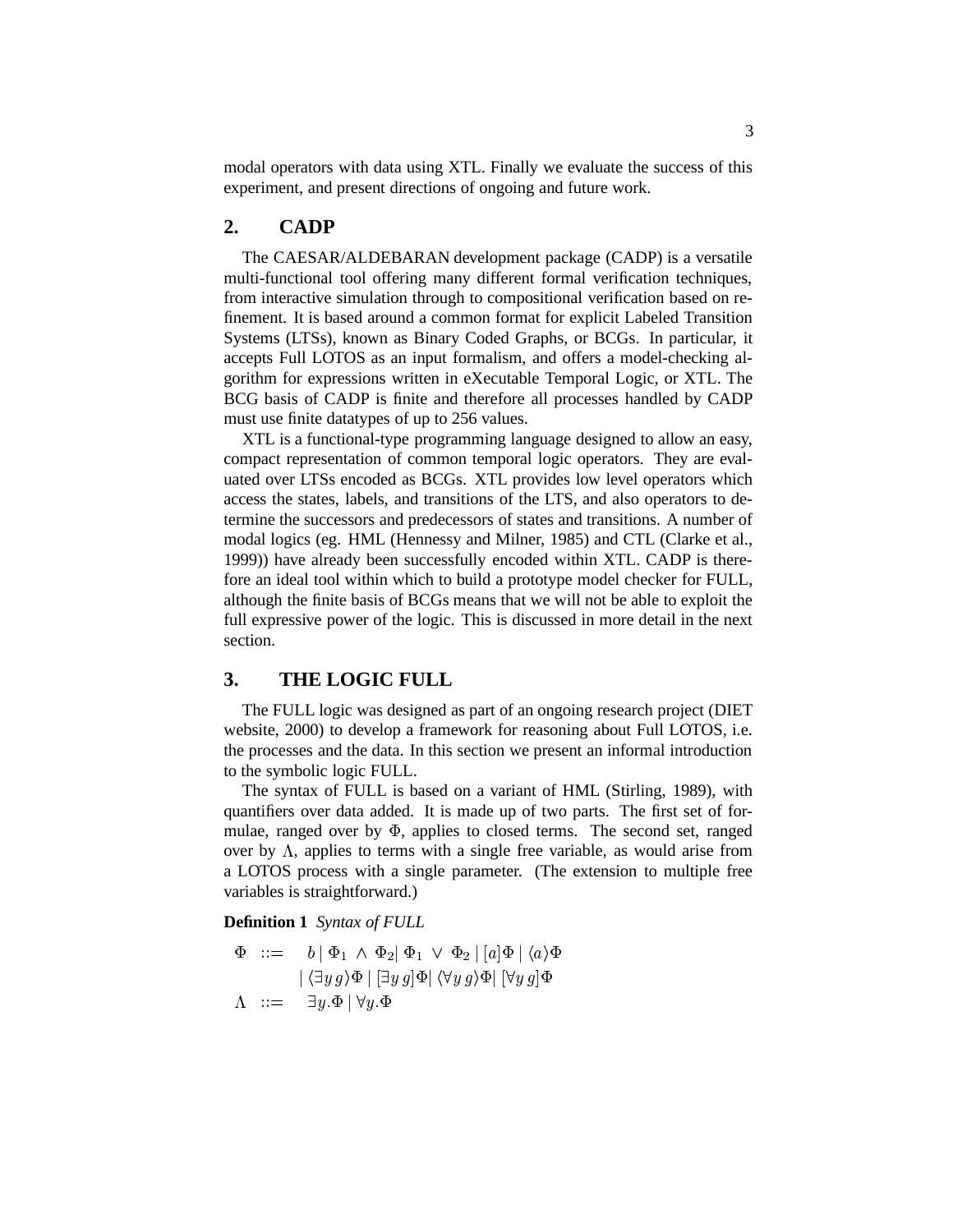modal operators with data using XTL. Finally we evaluate the success of this experiment, and present directions of ongoing and future work.

## 2. CADP

The CAESAR/ALDEBARAN development package (CADP) is a versatile multi-functional tool offering many different formal verification techniques, from interactive simulation through to compositional verification based on refinement. It is based around a common format for explicit Labeled Transition Systems (LTSs), known as Binary Coded Graphs, or BCGs. In particular, it accepts Full LOTOS as an input formalism, and offers a model-checking algorithm for expressions written in eXecutable Temporal Logic, or XTL. The BCG basis of CADP is finite and therefore all processes handled by CADP must use finite datatypes of up to 256 values.

XTL is a functional-type programming language designed to allow an easy, compact representation of common temporal logic operators. They are evaluated over LTSs encoded as BCGs. XTL provides low level operators which access the states, labels, and transitions of the LTS, and also operators to determine the successors and predecessors of states and transitions. A number of modal logics (eg. HML (Hennessy and Milner, 1985) and CTL (Clarke et al., 1999)) have already been successfully encoded within XTL. CADP is therefore an ideal tool within which to build a prototype model checker for FULL, although the finite basis of BCGs means that we will not be able to exploit the full expressive power of the logic. This is discussed in more detail in the next section.

## 3. THE LOGIC FULL

The FULL logic was designed as part of an ongoing research project (DIET website, 2000) to develop a framework for reasoning about Full LOTOS, i.e. the processes and the data. In this section we present an informal introduction to the symbolic logic FULL.

The syntax of FULL is based on a variant of HML (Stirling, 1989), with quantifiers over data added. It is made up of two parts. The first set of formulae, ranged over by $\Phi$, applies to closed terms. The second set, ranged over by $\Lambda$, applies to terms with a single free variable, as would arise from a LOTOS process with a single parameter. (The extension to multiple free variables is straightforward.)

**Definition 1** *Syntax of FULL*

$$
\begin{aligned}
\Phi \;\; ::= & \;\; b \mid \Phi_1 \wedge \Phi_2 \mid \Phi_1 \vee \Phi_2 \mid [a]\Phi \mid \langle a \rangle \Phi \\
& \mid \langle \exists y\, g \rangle \Phi \mid [\exists y\, g]\Phi \mid \langle \forall y\, g \rangle \Phi \mid [\forall y\, g]\Phi \\
\Lambda \;\; ::= & \;\; \exists y.\Phi \mid \forall y.\Phi
\end{aligned}
$$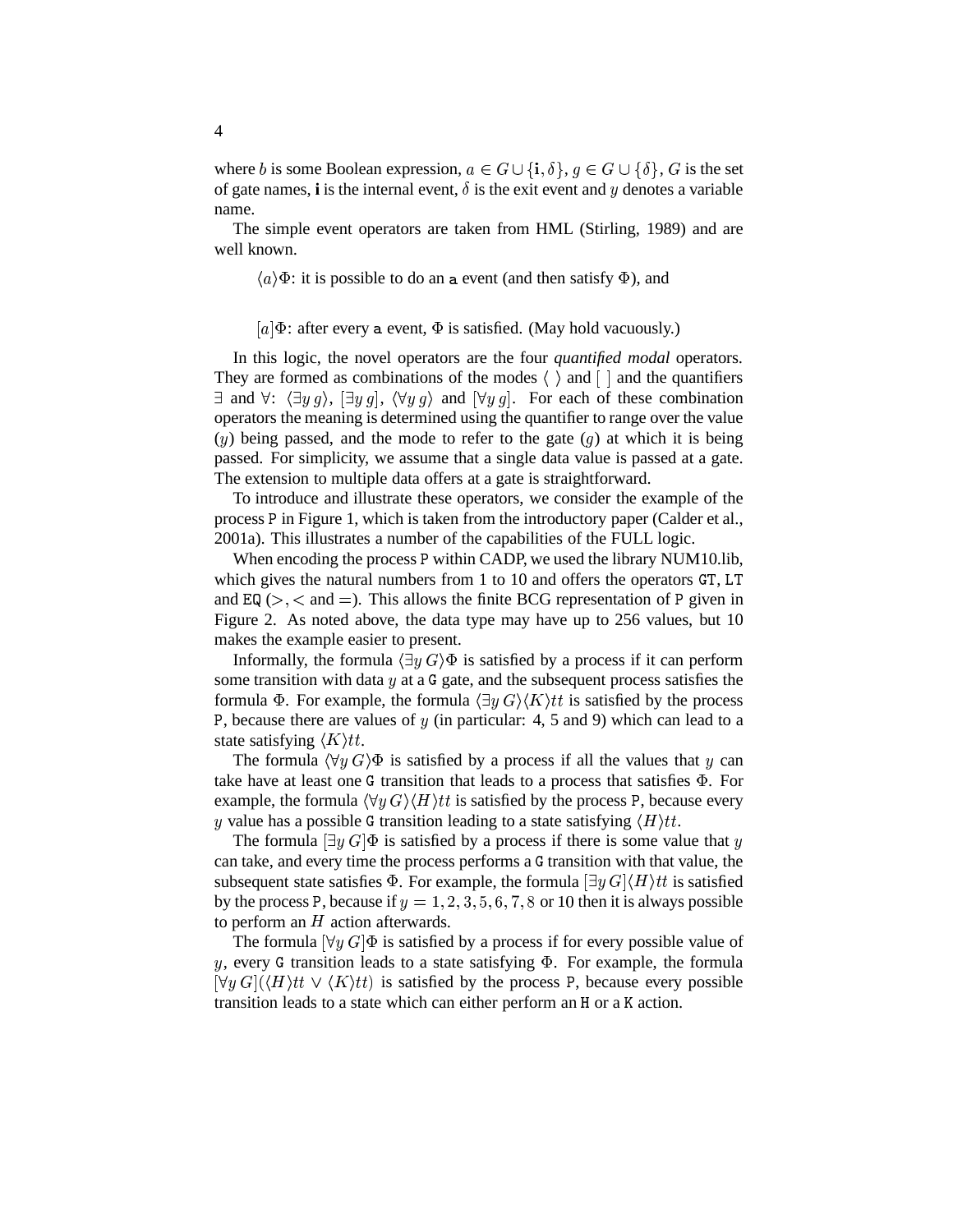where $b$ is some Boolean expression, $a \in G \cup \{\mathtt{i}, \delta\}$, $g \in G \cup \{\delta\}$, $G$ is the set of gate names, **i** is the internal event, $\delta$ is the exit event and $y$ denotes a variable name.

The simple event operators are taken from HML (Stirling, 1989) and are well known.

> $\langle a \rangle \Phi$: it is possible to do an `a` event (and then satisfy $\Phi$), and
>
> $[a]\Phi$: after every `a` event, $\Phi$ is satisfied. (May hold vacuously.)

In this logic, the novel operators are the four *quantified modal* operators. They are formed as combinations of the modes $\langle\ \rangle$ and $[\ ]$ and the quantifiers $\exists$ and $\forall$: $\langle \exists y\, g \rangle$, $[\exists y\, g]$, $\langle \forall y\, g \rangle$ and $[\forall y\, g]$. For each of these combination operators the meaning is determined using the quantifier to range over the value ($y$) being passed, and the mode to refer to the gate ($g$) at which it is being passed. For simplicity, we assume that a single data value is passed at a gate. The extension to multiple data offers at a gate is straightforward.

To introduce and illustrate these operators, we consider the example of the process `P` in Figure 1, which is taken from the introductory paper (Calder et al., 2001a). This illustrates a number of the capabilities of the FULL logic.

When encoding the process `P` within CADP, we used the library NUM10.lib, which gives the natural numbers from 1 to 10 and offers the operators `GT`, `LT` and `EQ` ($>$, $<$ and $=$). This allows the finite BCG representation of `P` given in Figure 2. As noted above, the data type may have up to 256 values, but 10 makes the example easier to present.

Informally, the formula $\langle \exists y\, G \rangle \Phi$ is satisfied by a process if it can perform some transition with data $y$ at a `G` gate, and the subsequent process satisfies the formula $\Phi$. For example, the formula $\langle \exists y\, G \rangle \langle K \rangle tt$ is satisfied by the process `P`, because there are values of $y$ (in particular: 4, 5 and 9) which can lead to a state satisfying $\langle K \rangle tt$.

The formula $\langle \forall y\, G \rangle \Phi$ is satisfied by a process if all the values that $y$ can take have at least one `G` transition that leads to a process that satisfies $\Phi$. For example, the formula $\langle \forall y\, G \rangle \langle H \rangle tt$ is satisfied by the process `P`, because every $y$ value has a possible `G` transition leading to a state satisfying $\langle H \rangle tt$.

The formula $[\exists y\, G]\Phi$ is satisfied by a process if there is some value that $y$ can take, and every time the process performs a `G` transition with that value, the subsequent state satisfies $\Phi$. For example, the formula $[\exists y\, G]\langle H \rangle tt$ is satisfied by the process `P`, because if $y = 1, 2, 3, 5, 6, 7, 8$ or 10 then it is always possible to perform an $H$ action afterwards.

The formula $[\forall y\, G]\Phi$ is satisfied by a process if for every possible value of $y$, every `G` transition leads to a state satisfying $\Phi$. For example, the formula $[\forall y\, G](\langle H \rangle tt \vee \langle K \rangle tt)$ is satisfied by the process `P`, because every possible transition leads to a state which can either perform an `H` or a `K` action.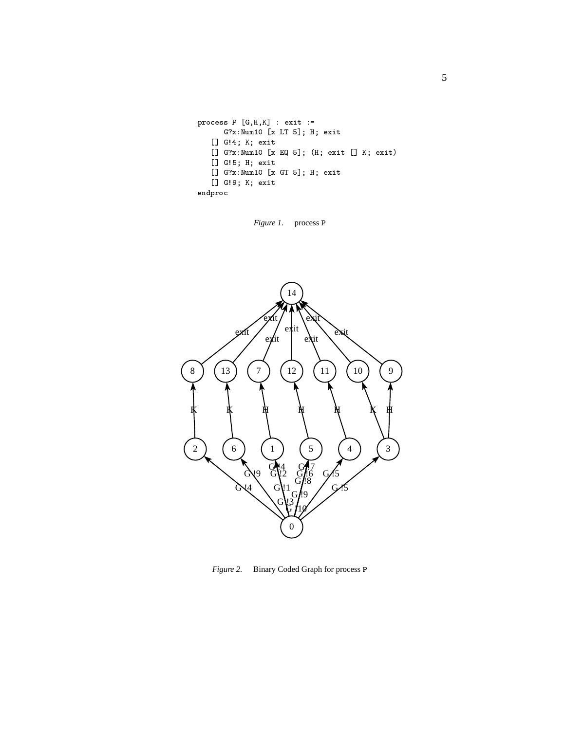```
process P [G,H,K] : exit :=
      G?x:Num10 [x LT 5]; H; exit
   [] G!4; K; exit
   [] G?x:Num10 [x EQ 5]; (H; exit [] K; exit)
   [] G!5; H; exit
   [] G?x:Num10 [x GT 5]; H; exit
   [] G!9; K; exit
endproc
```

*Figure 1.* process P

*Figure 2.* Binary Coded Graph for process P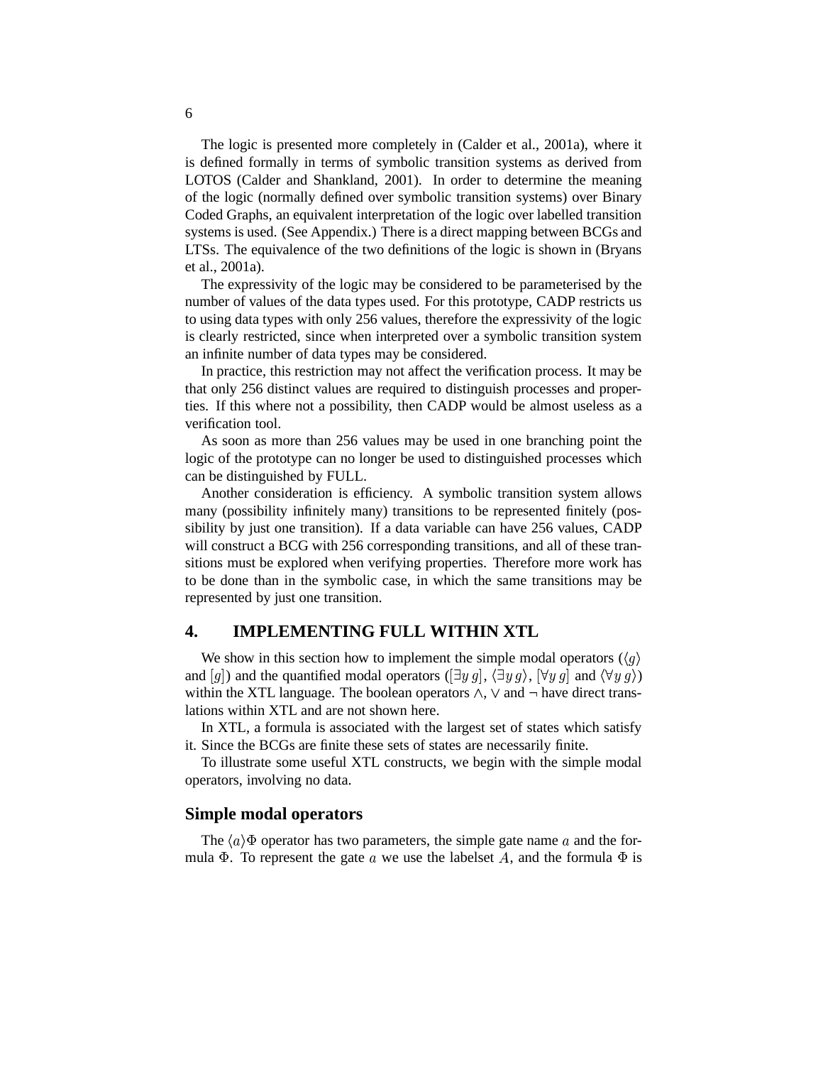The logic is presented more completely in (Calder et al., 2001a), where it is defined formally in terms of symbolic transition systems as derived from LOTOS (Calder and Shankland, 2001). In order to determine the meaning of the logic (normally defined over symbolic transition systems) over Binary Coded Graphs, an equivalent interpretation of the logic over labelled transition systems is used. (See Appendix.) There is a direct mapping between BCGs and LTSs. The equivalence of the two definitions of the logic is shown in (Bryans et al., 2001a).

The expressivity of the logic may be considered to be parameterised by the number of values of the data types used. For this prototype, CADP restricts us to using data types with only 256 values, therefore the expressivity of the logic is clearly restricted, since when interpreted over a symbolic transition system an infinite number of data types may be considered.

In practice, this restriction may not affect the verification process. It may be that only 256 distinct values are required to distinguish processes and properties. If this where not a possibility, then CADP would be almost useless as a verification tool.

As soon as more than 256 values may be used in one branching point the logic of the prototype can no longer be used to distinguished processes which can be distinguished by FULL.

Another consideration is efficiency. A symbolic transition system allows many (possibility infinitely many) transitions to be represented finitely (possibility by just one transition). If a data variable can have 256 values, CADP will construct a BCG with 256 corresponding transitions, and all of these transitions must be explored when verifying properties. Therefore more work has to be done than in the symbolic case, in which the same transitions may be represented by just one transition.

## 4. IMPLEMENTING FULL WITHIN XTL

We show in this section how to implement the simple modal operators ($\langle g \rangle$ and $[g]$) and the quantified modal operators ($[\exists y\, g]$, $\langle \exists y\, g \rangle$, $[\forall y\, g]$ and $\langle \forall y\, g \rangle$) within the XTL language. The boolean operators $\wedge$, $\vee$ and $\neg$ have direct translations within XTL and are not shown here.

In XTL, a formula is associated with the largest set of states which satisfy it. Since the BCGs are finite these sets of states are necessarily finite.

To illustrate some useful XTL constructs, we begin with the simple modal operators, involving no data.

### Simple modal operators

The $\langle a \rangle \Phi$ operator has two parameters, the simple gate name $a$ and the formula $\Phi$. To represent the gate $a$ we use the labelset $A$, and the formula $\Phi$ is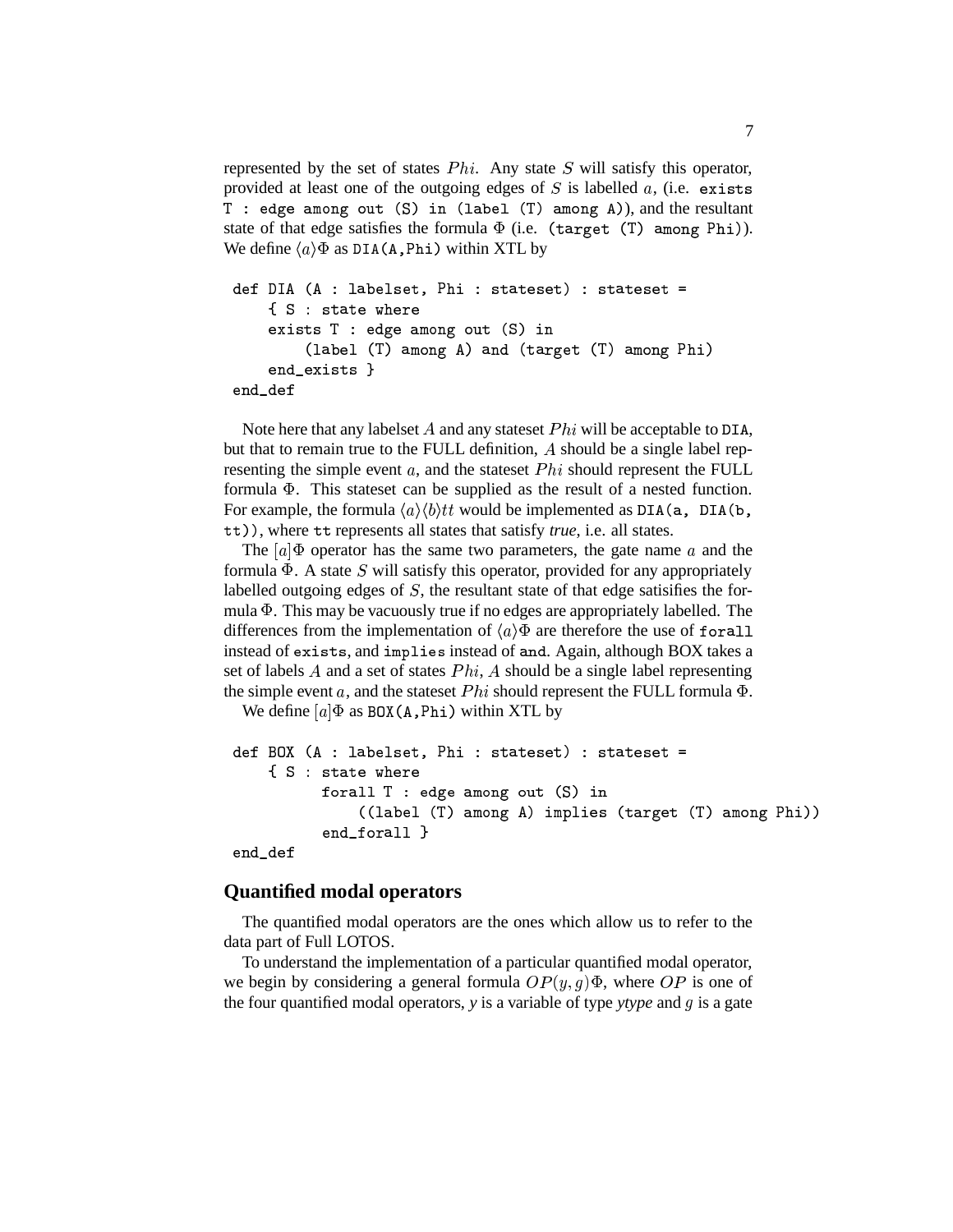represented by the set of states $Phi$. Any state $S$ will satisfy this operator, provided at least one of the outgoing edges of $S$ is labelled $a$, (i.e. `exists T : edge among out (S) in (label (T) among A)`), and the resultant state of that edge satisfies the formula $\Phi$ (i.e. `(target (T) among Phi)`). We define $\langle a \rangle \Phi$ as `DIA(A,Phi)` within XTL by

```
def DIA (A : labelset, Phi : stateset) : stateset =
    { S : state where
    exists T : edge among out (S) in
        (label (T) among A) and (target (T) among Phi)
    end_exists }
end_def
```

Note here that any labelset $A$ and any stateset $Phi$ will be acceptable to `DIA`, but that to remain true to the FULL definition, $A$ should be a single label representing the simple event $a$, and the stateset $Phi$ should represent the FULL formula $\Phi$. This stateset can be supplied as the result of a nested function. For example, the formula $\langle a \rangle \langle b \rangle tt$ would be implemented as `DIA(a, DIA(b, tt))`, where `tt` represents all states that satisfy *true*, i.e. all states.

The $[a]\Phi$ operator has the same two parameters, the gate name $a$ and the formula $\Phi$. A state $S$ will satisfy this operator, provided for any appropriately labelled outgoing edges of $S$, the resultant state of that edge satisifies the formula $\Phi$. This may be vacuously true if no edges are appropriately labelled. The differences from the implementation of $\langle a \rangle \Phi$ are therefore the use of `forall` instead of `exists`, and `implies` instead of `and`. Again, although BOX takes a set of labels $A$ and a set of states $Phi$, $A$ should be a single label representing the simple event $a$, and the stateset $Phi$ should represent the FULL formula $\Phi$.

We define $[a]\Phi$ as `BOX(A,Phi)` within XTL by

```
def BOX (A : labelset, Phi : stateset) : stateset =
    { S : state where
          forall T : edge among out (S) in
              ((label (T) among A) implies (target (T) among Phi))
          end_forall }
end_def
```

## Quantified modal operators

The quantified modal operators are the ones which allow us to refer to the data part of Full LOTOS.

To understand the implementation of a particular quantified modal operator, we begin by considering a general formula $OP(y, g)\Phi$, where $OP$ is one of the four quantified modal operators, *y* is a variable of type *ytype* and $g$ is a gate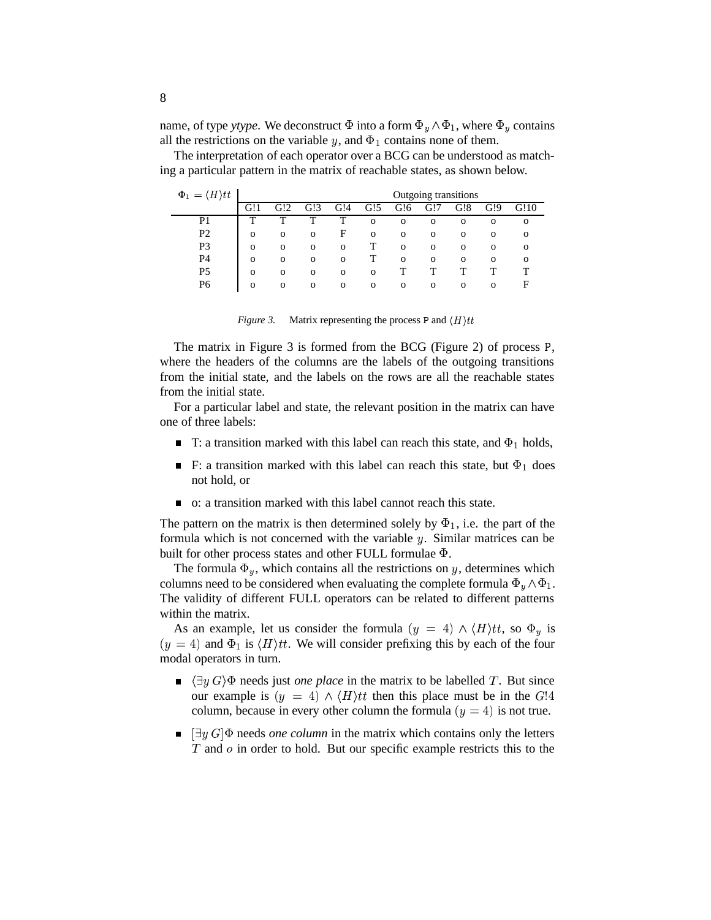name, of type *ytype*. We deconstruct $\Phi$ into a form $\Phi_y \wedge \Phi_1$, where $\Phi_y$ contains all the restrictions on the variable $y$, and $\Phi_1$ contains none of them.

The interpretation of each operator over a BCG can be understood as matching a particular pattern in the matrix of reachable states, as shown below.

| $\Phi_1 = \langle H \rangle tt$ | Outgoing transitions | | | | | | | | | |
|---|---|---|---|---|---|---|---|---|---|---|
| | G!1 | G!2 | G!3 | G!4 | G!5 | G!6 | G!7 | G!8 | G!9 | G!10 |
| P1 | T | T | T | T | o | o | o | o | o | o |
| P2 | o | o | o | F | o | o | o | o | o | o |
| P3 | o | o | o | o | T | o | o | o | o | o |
| P4 | o | o | o | o | T | o | o | o | o | o |
| P5 | o | o | o | o | o | T | T | T | T | T |
| P6 | o | o | o | o | o | o | o | o | o | F |

*Figure 3.* Matrix representing the process P and $\langle H \rangle tt$

The matrix in Figure 3 is formed from the BCG (Figure 2) of process P, where the headers of the columns are the labels of the outgoing transitions from the initial state, and the labels on the rows are all the reachable states from the initial state.

For a particular label and state, the relevant position in the matrix can have one of three labels:

- T: a transition marked with this label can reach this state, and $\Phi_1$ holds,
- F: a transition marked with this label can reach this state, but $\Phi_1$ does not hold, or
- o: a transition marked with this label cannot reach this state.

The pattern on the matrix is then determined solely by $\Phi_1$, i.e. the part of the formula which is not concerned with the variable $y$. Similar matrices can be built for other process states and other FULL formulae $\Phi$.

The formula $\Phi_y$, which contains all the restrictions on $y$, determines which columns need to be considered when evaluating the complete formula $\Phi_y \wedge \Phi_1$. The validity of different FULL operators can be related to different patterns within the matrix.

As an example, let us consider the formula $(y = 4) \wedge \langle H \rangle tt$, so $\Phi_y$ is $(y = 4)$ and $\Phi_1$ is $\langle H \rangle tt$. We will consider prefixing this by each of the four modal operators in turn.

- $\langle \exists y\, G \rangle \Phi$ needs just *one place* in the matrix to be labelled $T$. But since our example is $(y = 4) \wedge \langle H \rangle tt$ then this place must be in the $G!4$ column, because in every other column the formula $(y = 4)$ is not true.
- $[\exists y\, G]\Phi$ needs *one column* in the matrix which contains only the letters $T$ and $o$ in order to hold. But our specific example restricts this to the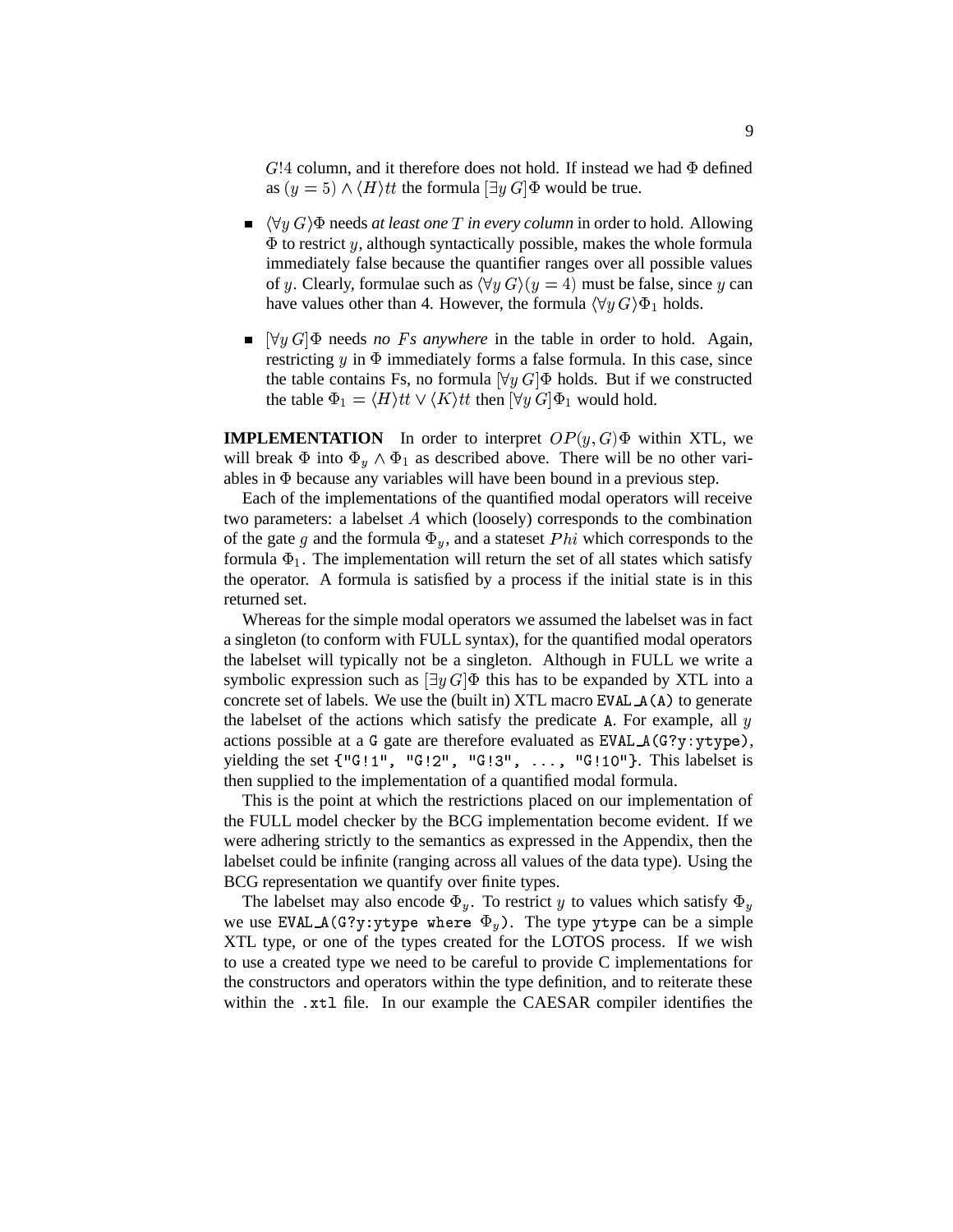$G!4$ column, and it therefore does not hold. If instead we had $\Phi$ defined as $(y = 5) \wedge \langle H \rangle tt$ the formula $[\exists y\, G]\Phi$ would be true.

- $\langle \forall y\, G \rangle \Phi$ needs *at least one $T$ in every column* in order to hold. Allowing $\Phi$ to restrict $y$, although syntactically possible, makes the whole formula immediately false because the quantifier ranges over all possible values of $y$. Clearly, formulae such as $\langle \forall y\, G \rangle (y = 4)$ must be false, since $y$ can have values other than 4. However, the formula $\langle \forall y\, G \rangle \Phi_1$ holds.

- $[\forall y\, G]\Phi$ needs *no $F$s anywhere* in the table in order to hold. Again, restricting $y$ in $\Phi$ immediately forms a false formula. In this case, since the table contains Fs, no formula $[\forall y\, G]\Phi$ holds. But if we constructed the table $\Phi_1 = \langle H \rangle tt \vee \langle K \rangle tt$ then $[\forall y\, G]\Phi_1$ would hold.

**IMPLEMENTATION** In order to interpret $OP(y, G)\Phi$ within XTL, we will break $\Phi$ into $\Phi_y \wedge \Phi_1$ as described above. There will be no other variables in $\Phi$ because any variables will have been bound in a previous step.

Each of the implementations of the quantified modal operators will receive two parameters: a labelset $A$ which (loosely) corresponds to the combination of the gate $g$ and the formula $\Phi_y$, and a stateset $Phi$ which corresponds to the formula $\Phi_1$. The implementation will return the set of all states which satisfy the operator. A formula is satisfied by a process if the initial state is in this returned set.

Whereas for the simple modal operators we assumed the labelset was in fact a singleton (to conform with FULL syntax), for the quantified modal operators the labelset will typically not be a singleton. Although in FULL we write a symbolic expression such as $[\exists y\, G]\Phi$ this has to be expanded by XTL into a concrete set of labels. We use the (built in) XTL macro `EVAL_A(A)` to generate the labelset of the actions which satisfy the predicate `A`. For example, all $y$ actions possible at a `G` gate are therefore evaluated as `EVAL_A(G?y:ytype)`, yielding the set `{"G!1", "G!2", "G!3", ..., "G!10"}`. This labelset is then supplied to the implementation of a quantified modal formula.

This is the point at which the restrictions placed on our implementation of the FULL model checker by the BCG implementation become evident. If we were adhering strictly to the semantics as expressed in the Appendix, then the labelset could be infinite (ranging across all values of the data type). Using the BCG representation we quantify over finite types.

The labelset may also encode $\Phi_y$. To restrict $y$ to values which satisfy $\Phi_y$ we use `EVAL_A(G?y:ytype where` $\Phi_y$`)`. The type `ytype` can be a simple XTL type, or one of the types created for the LOTOS process. If we wish to use a created type we need to be careful to provide C implementations for the constructors and operators within the type definition, and to reiterate these within the `.xtl` file. In our example the CAESAR compiler identifies the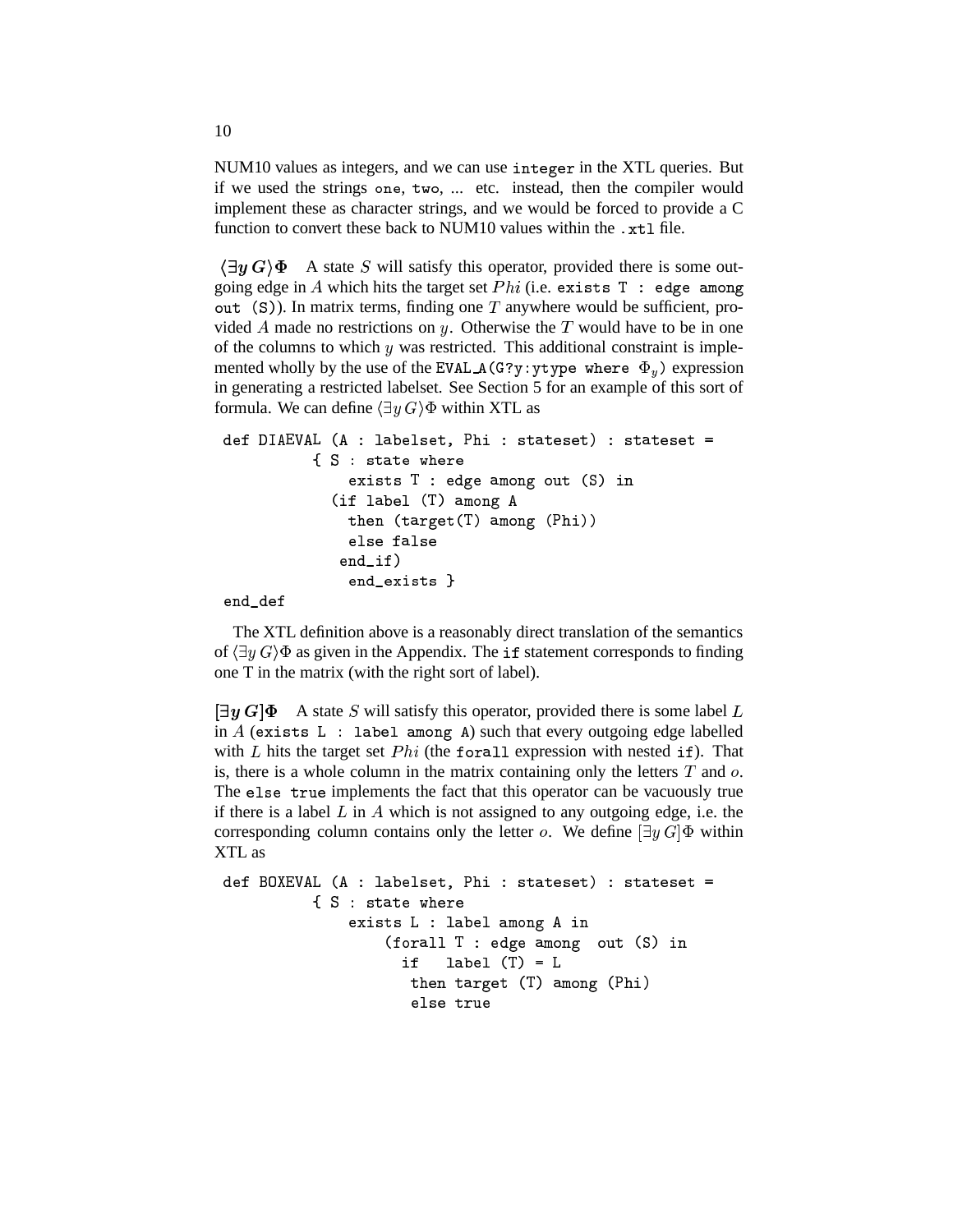NUM10 values as integers, and we can use `integer` in the XTL queries. But if we used the strings `one`, `two`, ... etc. instead, then the compiler would implement these as character strings, and we would be forced to provide a C function to convert these back to NUM10 values within the `.xtl` file.

**$\langle\exists y\, G\rangle\Phi$** A state $S$ will satisfy this operator, provided there is some outgoing edge in $A$ which hits the target set $Phi$ (i.e. `exists T : edge among out (S)`). In matrix terms, finding one $T$ anywhere would be sufficient, provided $A$ made no restrictions on $y$. Otherwise the $T$ would have to be in one of the columns to which $y$ was restricted. This additional constraint is implemented wholly by the use of the `EVAL_A(G?y:ytype where` $\Phi_y$`)` expression in generating a restricted labelset. See Section 5 for an example of this sort of formula. We can define $\langle\exists y\, G\rangle\Phi$ within XTL as

```
def DIAEVAL (A : labelset, Phi : stateset) : stateset =
          { S : state where
              exists T : edge among out (S) in
            (if label (T) among A
              then (target(T) among (Phi))
              else false
             end_if)
              end_exists }
end_def
```

The XTL definition above is a reasonably direct translation of the semantics of $\langle\exists y\, G\rangle\Phi$ as given in the Appendix. The `if` statement corresponds to finding one T in the matrix (with the right sort of label).

**$[\exists y\, G]\Phi$** A state $S$ will satisfy this operator, provided there is some label $L$ in $A$ (`exists L : label among A`) such that every outgoing edge labelled with $L$ hits the target set $Phi$ (the `forall` expression with nested `if`). That is, there is a whole column in the matrix containing only the letters $T$ and $o$. The `else true` implements the fact that this operator can be vacuously true if there is a label $L$ in $A$ which is not assigned to any outgoing edge, i.e. the corresponding column contains only the letter $o$. We define $[\exists y\, G]\Phi$ within XTL as

```
def BOXEVAL (A : labelset, Phi : stateset) : stateset =
          { S : state where
              exists L : label among A in
                  (forall T : edge among  out (S) in
                    if   label (T) = L
                     then target (T) among (Phi)
                     else true
```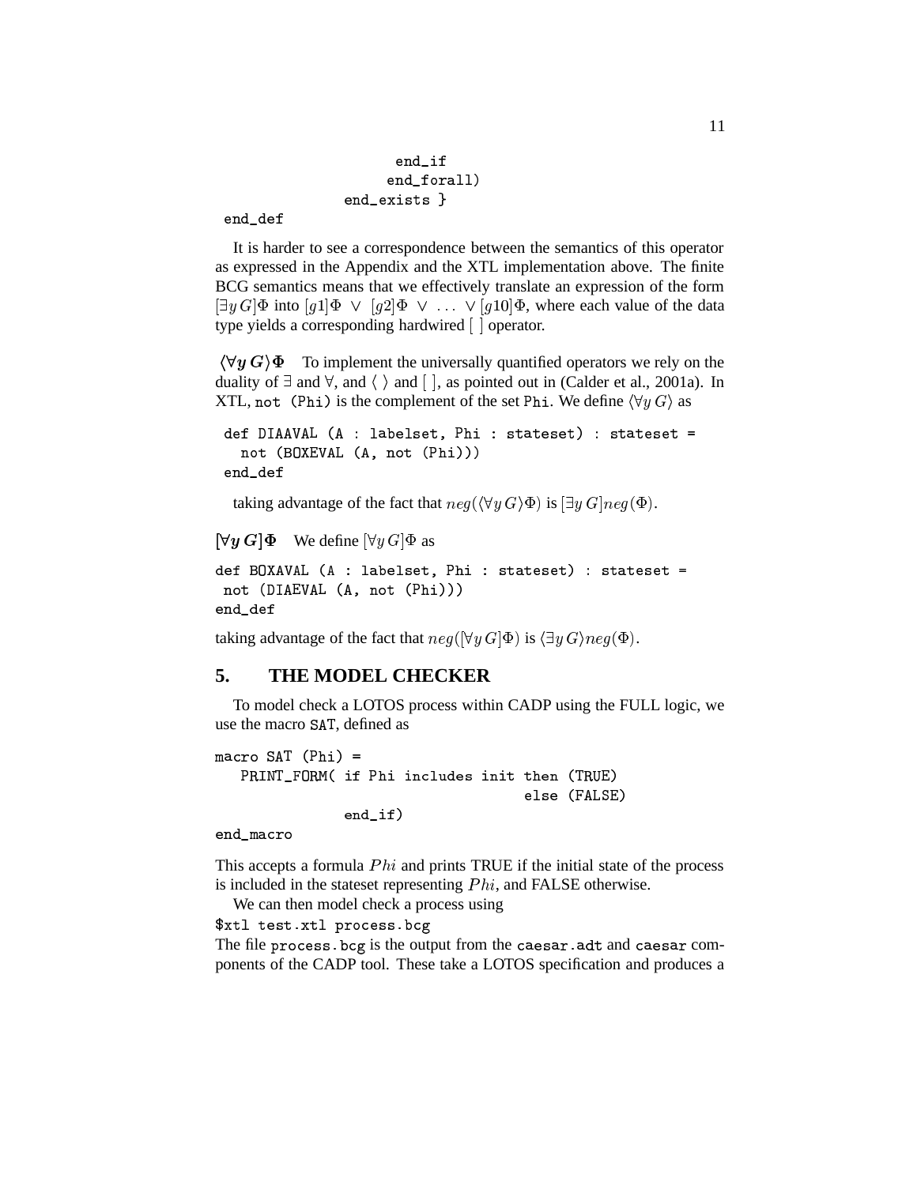```
                    end_if
                   end_forall)
              end_exists }
end_def
```

It is harder to see a correspondence between the semantics of this operator as expressed in the Appendix and the XTL implementation above. The finite BCG semantics means that we effectively translate an expression of the form $[\exists y\, G]\Phi$ into $[g1]\Phi \;\vee\; [g2]\Phi \;\vee\; \ldots \;\vee [g10]\Phi$, where each value of the data type yields a corresponding hardwired [ ] operator.

**$\langle \forall y\, G \rangle \Phi$** To implement the universally quantified operators we rely on the duality of $\exists$ and $\forall$, and $\langle\ \rangle$ and [ ], as pointed out in (Calder et al., 2001a). In XTL, `not (Phi)` is the complement of the set `Phi`. We define $\langle \forall y\, G \rangle$ as

```
def DIAAVAL (A : labelset, Phi : stateset) : stateset =
  not (BOXEVAL (A, not (Phi)))
end_def
```

taking advantage of the fact that $neg(\langle \forall y\, G \rangle \Phi)$ is $[\exists y\, G] neg(\Phi)$.

**$[\forall y\, G]\Phi$** We define $[\forall y\, G]\Phi$ as

```
def BOXAVAL (A : labelset, Phi : stateset) : stateset =
 not (DIAEVAL (A, not (Phi)))
end_def
```

taking advantage of the fact that $neg([\forall y\, G]\Phi)$ is $\langle \exists y\, G \rangle neg(\Phi)$.

## 5. THE MODEL CHECKER

To model check a LOTOS process within CADP using the FULL logic, we use the macro `SAT`, defined as

```
macro SAT (Phi) =
  PRINT_FORM( if Phi includes init then (TRUE)
                                  else (FALSE)
              end_if)
end_macro
```

This accepts a formula $Phi$ and prints TRUE if the initial state of the process is included in the stateset representing $Phi$, and FALSE otherwise.

We can then model check a process using

`$xtl test.xtl process.bcg`

The file `process.bcg` is the output from the `caesar.adt` and `caesar` components of the CADP tool. These take a LOTOS specification and produces a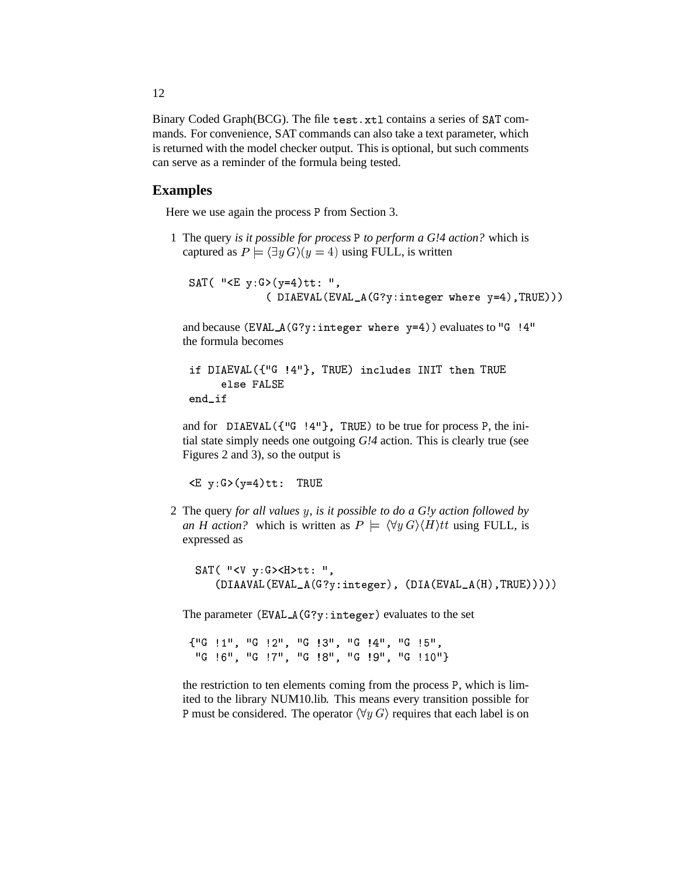Binary Coded Graph(BCG). The file `test.xtl` contains a series of `SAT` commands. For convenience, SAT commands can also take a text parameter, which is returned with the model checker output. This is optional, but such comments can serve as a reminder of the formula being tested.

## Examples

Here we use again the process `P` from Section 3.

1 The query *is it possible for process* `P` *to perform a G!4 action?* which is captured as $P \models \langle \exists y\, G\rangle(y = 4)$ using FULL, is written

```
SAT( "<E y:G>(y=4)tt: ",
           ( DIAEVAL(EVAL_A(G?y:integer where y=4),TRUE)))
```

and because `(EVAL_A(G?y:integer where y=4))` evaluates to `"G !4"` the formula becomes

```
if DIAEVAL({"G !4"}, TRUE) includes INIT then TRUE
     else FALSE
end_if
```

and for `DIAEVAL({"G !4"}, TRUE)` to be true for process `P`, the initial state simply needs one outgoing *G!4* action. This is clearly true (see Figures 2 and 3), so the output is

```
<E y:G>(y=4)tt:  TRUE
```

2 The query *for all values* $y$*, is it possible to do a G!y action followed by an H action?* which is written as $P \models \langle \forall y\, G\rangle\langle H\rangle tt$ using FULL, is expressed as

```
SAT( "<V y:G><H>tt: ",
   (DIAAVAL(EVAL_A(G?y:integer), (DIA(EVAL_A(H),TRUE)))))
```

The parameter `(EVAL_A(G?y:integer)` evaluates to the set

```
{"G !1", "G !2", "G !3", "G !4", "G !5",
 "G !6", "G !7", "G !8", "G !9", "G !10"}
```

the restriction to ten elements coming from the process `P`, which is limited to the library NUM10.lib. This means every transition possible for `P` must be considered. The operator $\langle \forall y\, G\rangle$ requires that each label is on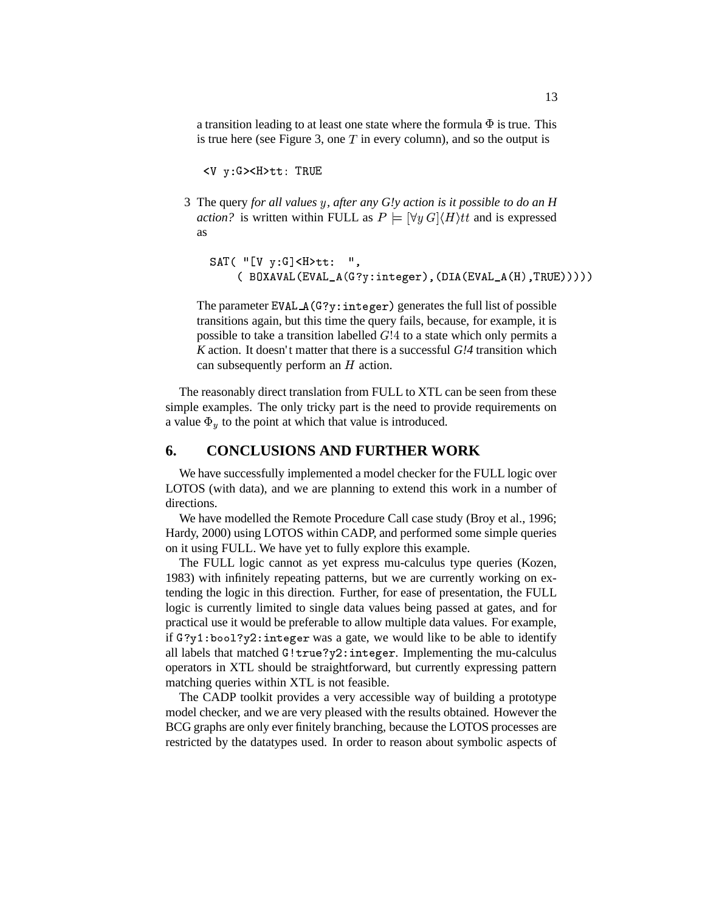a transition leading to at least one state where the formula $\Phi$ is true. This is true here (see Figure 3, one $T$ in every column), and so the output is

```
<V y:G><H>tt: TRUE
```

3 The query *for all values $y$, after any G!y action is it possible to do an H action?* is written within FULL as $P \models [\forall y\, G]\langle H\rangle tt$ and is expressed as

```
SAT( "[V y:G]<H>tt:  ",
     ( BOXAVAL(EVAL_A(G?y:integer),(DIA(EVAL_A(H),TRUE)))))
```

The parameter `EVAL_A(G?y:integer)` generates the full list of possible transitions again, but this time the query fails, because, for example, it is possible to take a transition labelled $G!4$ to a state which only permits a *K* action. It doesn't matter that there is a successful *G!4* transition which can subsequently perform an $H$ action.

The reasonably direct translation from FULL to XTL can be seen from these simple examples. The only tricky part is the need to provide requirements on a value $\Phi_y$ to the point at which that value is introduced.

## 6. CONCLUSIONS AND FURTHER WORK

We have successfully implemented a model checker for the FULL logic over LOTOS (with data), and we are planning to extend this work in a number of directions.

We have modelled the Remote Procedure Call case study (Broy et al., 1996; Hardy, 2000) using LOTOS within CADP, and performed some simple queries on it using FULL. We have yet to fully explore this example.

The FULL logic cannot as yet express mu-calculus type queries (Kozen, 1983) with infinitely repeating patterns, but we are currently working on extending the logic in this direction. Further, for ease of presentation, the FULL logic is currently limited to single data values being passed at gates, and for practical use it would be preferable to allow multiple data values. For example, if `G?y1:bool?y2:integer` was a gate, we would like to be able to identify all labels that matched `G!true?y2:integer`. Implementing the mu-calculus operators in XTL should be straightforward, but currently expressing pattern matching queries within XTL is not feasible.

The CADP toolkit provides a very accessible way of building a prototype model checker, and we are very pleased with the results obtained. However the BCG graphs are only ever finitely branching, because the LOTOS processes are restricted by the datatypes used. In order to reason about symbolic aspects of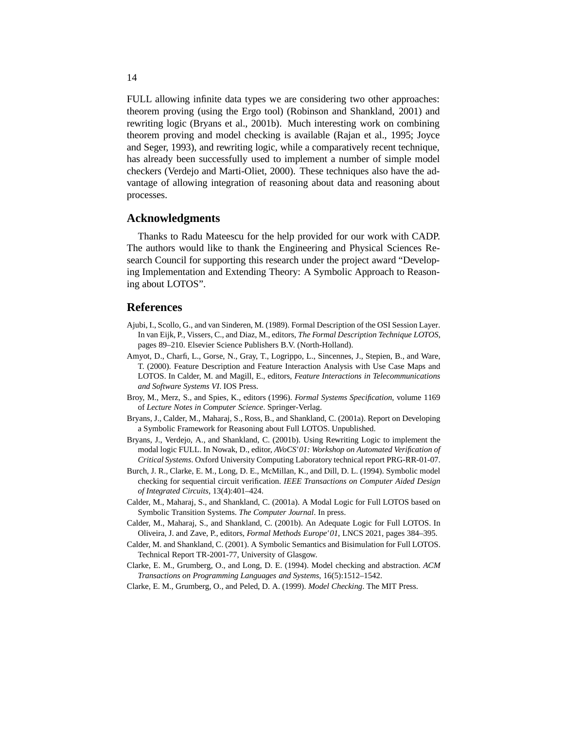FULL allowing infinite data types we are considering two other approaches: theorem proving (using the Ergo tool) (Robinson and Shankland, 2001) and rewriting logic (Bryans et al., 2001b). Much interesting work on combining theorem proving and model checking is available (Rajan et al., 1995; Joyce and Seger, 1993), and rewriting logic, while a comparatively recent technique, has already been successfully used to implement a number of simple model checkers (Verdejo and Marti-Oliet, 2000). These techniques also have the advantage of allowing integration of reasoning about data and reasoning about processes.

## Acknowledgments

Thanks to Radu Mateescu for the help provided for our work with CADP. The authors would like to thank the Engineering and Physical Sciences Research Council for supporting this research under the project award "Developing Implementation and Extending Theory: A Symbolic Approach to Reasoning about LOTOS".

## References

Ajubi, I., Scollo, G., and van Sinderen, M. (1989). Formal Description of the OSI Session Layer. In van Eijk, P., Vissers, C., and Diaz, M., editors, *The Formal Description Technique LOTOS*, pages 89–210. Elsevier Science Publishers B.V. (North-Holland).

Amyot, D., Charfi, L., Gorse, N., Gray, T., Logrippo, L., Sincennes, J., Stepien, B., and Ware, T. (2000). Feature Description and Feature Interaction Analysis with Use Case Maps and LOTOS. In Calder, M. and Magill, E., editors, *Feature Interactions in Telecommunications and Software Systems VI*. IOS Press.

Broy, M., Merz, S., and Spies, K., editors (1996). *Formal Systems Specification*, volume 1169 of *Lecture Notes in Computer Science*. Springer-Verlag.

Bryans, J., Calder, M., Maharaj, S., Ross, B., and Shankland, C. (2001a). Report on Developing a Symbolic Framework for Reasoning about Full LOTOS. Unpublished.

Bryans, J., Verdejo, A., and Shankland, C. (2001b). Using Rewriting Logic to implement the modal logic FULL. In Nowak, D., editor, *AVoCS'01: Workshop on Automated Verification of Critical Systems*. Oxford University Computing Laboratory technical report PRG-RR-01-07.

Burch, J. R., Clarke, E. M., Long, D. E., McMillan, K., and Dill, D. L. (1994). Symbolic model checking for sequential circuit verification. *IEEE Transactions on Computer Aided Design of Integrated Circuits*, 13(4):401–424.

Calder, M., Maharaj, S., and Shankland, C. (2001a). A Modal Logic for Full LOTOS based on Symbolic Transition Systems. *The Computer Journal*. In press.

Calder, M., Maharaj, S., and Shankland, C. (2001b). An Adequate Logic for Full LOTOS. In Oliveira, J. and Zave, P., editors, *Formal Methods Europe'01*, LNCS 2021, pages 384–395.

Calder, M. and Shankland, C. (2001). A Symbolic Semantics and Bisimulation for Full LOTOS. Technical Report TR-2001-77, University of Glasgow.

Clarke, E. M., Grumberg, O., and Long, D. E. (1994). Model checking and abstraction. *ACM Transactions on Programming Languages and Systems*, 16(5):1512–1542.

Clarke, E. M., Grumberg, O., and Peled, D. A. (1999). *Model Checking*. The MIT Press.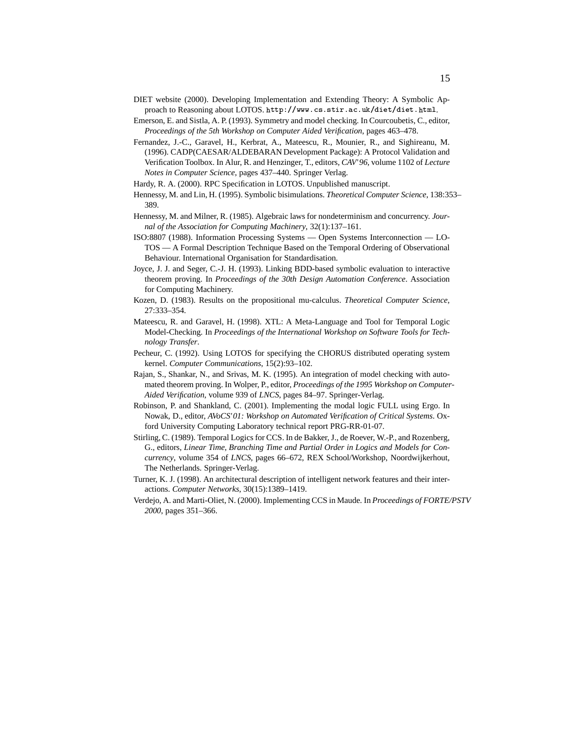DIET website (2000). Developing Implementation and Extending Theory: A Symbolic Approach to Reasoning about LOTOS. `http://www.cs.stir.ac.uk/diet/diet.html`.

Emerson, E. and Sistla, A. P. (1993). Symmetry and model checking. In Courcoubetis, C., editor, *Proceedings of the 5th Workshop on Computer Aided Verification*, pages 463–478.

Fernandez, J.-C., Garavel, H., Kerbrat, A., Mateescu, R., Mounier, R., and Sighireanu, M. (1996). CADP(CAESAR/ALDEBARAN Development Package): A Protocol Validation and Verification Toolbox. In Alur, R. and Henzinger, T., editors, *CAV'96*, volume 1102 of *Lecture Notes in Computer Science*, pages 437–440. Springer Verlag.

Hardy, R. A. (2000). RPC Specification in LOTOS. Unpublished manuscript.

Hennessy, M. and Lin, H. (1995). Symbolic bisimulations. *Theoretical Computer Science*, 138:353–389.

Hennessy, M. and Milner, R. (1985). Algebraic laws for nondeterminism and concurrency. *Journal of the Association for Computing Machinery*, 32(1):137–161.

ISO:8807 (1988). Information Processing Systems — Open Systems Interconnection — LOTOS — A Formal Description Technique Based on the Temporal Ordering of Observational Behaviour. International Organisation for Standardisation.

Joyce, J. J. and Seger, C.-J. H. (1993). Linking BDD-based symbolic evaluation to interactive theorem proving. In *Proceedings of the 30th Design Automation Conference*. Association for Computing Machinery.

Kozen, D. (1983). Results on the propositional mu-calculus. *Theoretical Computer Science*, 27:333–354.

Mateescu, R. and Garavel, H. (1998). XTL: A Meta-Language and Tool for Temporal Logic Model-Checking. In *Proceedings of the International Workshop on Software Tools for Technology Transfer*.

Pecheur, C. (1992). Using LOTOS for specifying the CHORUS distributed operating system kernel. *Computer Communications*, 15(2):93–102.

Rajan, S., Shankar, N., and Srivas, M. K. (1995). An integration of model checking with automated theorem proving. In Wolper, P., editor, *Proceedings of the 1995 Workshop on Computer-Aided Verification*, volume 939 of *LNCS*, pages 84–97. Springer-Verlag.

Robinson, P. and Shankland, C. (2001). Implementing the modal logic FULL using Ergo. In Nowak, D., editor, *AVoCS'01: Workshop on Automated Verification of Critical Systems*. Oxford University Computing Laboratory technical report PRG-RR-01-07.

Stirling, C. (1989). Temporal Logics for CCS. In de Bakker, J., de Roever, W.-P., and Rozenberg, G., editors, *Linear Time, Branching Time and Partial Order in Logics and Models for Concurrency*, volume 354 of *LNCS*, pages 66–672, REX School/Workshop, Noordwijkerhout, The Netherlands. Springer-Verlag.

Turner, K. J. (1998). An architectural description of intelligent network features and their interactions. *Computer Networks*, 30(15):1389–1419.

Verdejo, A. and Marti-Oliet, N. (2000). Implementing CCS in Maude. In *Proceedings of FORTE/PSTV 2000*, pages 351–366.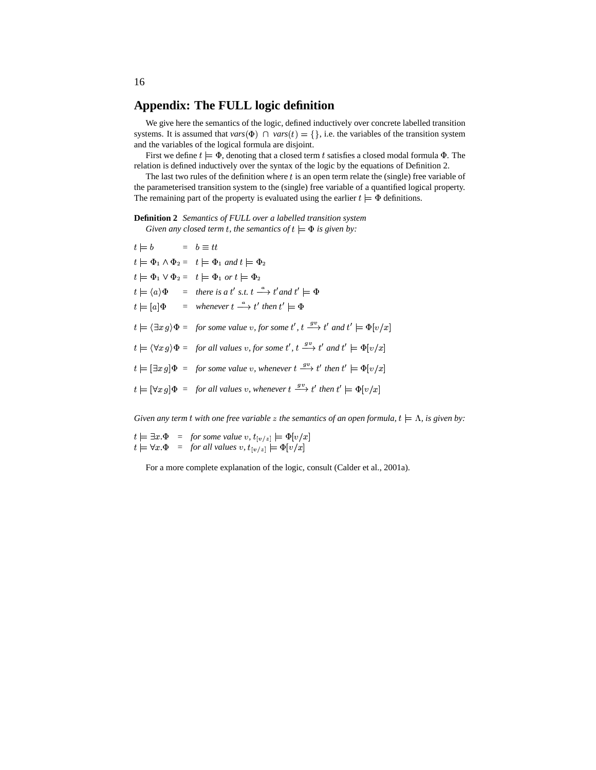## Appendix: The FULL logic definition

We give here the semantics of the logic, defined inductively over concrete labelled transition systems. It is assumed that $\mathit{vars}(\Phi) \cap \mathit{vars}(t) = \{\}$, i.e. the variables of the transition system and the variables of the logical formula are disjoint.

First we define $t \models \Phi$, denoting that a closed term $t$ satisfies a closed modal formula $\Phi$. The relation is defined inductively over the syntax of the logic by the equations of Definition 2.

The last two rules of the definition where $t$ is an open term relate the (single) free variable of the parameterised transition system to the (single) free variable of a quantified logical property. The remaining part of the property is evaluated using the earlier $t \models \Phi$ definitions.

**Definition 2** *Semantics of FULL over a labelled transition system*
*Given any closed term $t$, the semantics of $t \models \Phi$ is given by:*

$$
\begin{array}{lcl}
t \models b & = & b \equiv tt \\
t \models \Phi_1 \wedge \Phi_2 & = & t \models \Phi_1 \text{ and } t \models \Phi_2 \\
t \models \Phi_1 \vee \Phi_2 & = & t \models \Phi_1 \text{ or } t \models \Phi_2 \\
t \models \langle a \rangle \Phi & = & \text{there is a } t' \text{ s.t. } t \xrightarrow{a} t' \text{ and } t' \models \Phi \\
t \models [a]\Phi & = & \text{whenever } t \xrightarrow{a} t' \text{ then } t' \models \Phi \\
t \models \langle \exists x\, g \rangle \Phi & = & \text{for some value } v, \text{ for some } t', t \xrightarrow{gv} t' \text{ and } t' \models \Phi[v/x] \\
t \models \langle \forall x\, g \rangle \Phi & = & \text{for all values } v, \text{ for some } t', t \xrightarrow{gv} t' \text{ and } t' \models \Phi[v/x] \\
t \models [\exists x\, g]\Phi & = & \text{for some value } v, \text{ whenever } t \xrightarrow{gv} t' \text{ then } t' \models \Phi[v/x] \\
t \models [\forall x\, g]\Phi & = & \text{for all values } v, \text{ whenever } t \xrightarrow{gv} t' \text{ then } t' \models \Phi[v/x]
\end{array}
$$

*Given any term $t$ with one free variable $z$ the semantics of an open formula, $t \models \Lambda$, is given by:*

$$
\begin{array}{lcl}
t \models \exists x.\Phi & = & \text{for some value } v, t_{[v/z]} \models \Phi[v/x] \\
t \models \forall x.\Phi & = & \text{for all values } v, t_{[v/z]} \models \Phi[v/x]
\end{array}
$$

For a more complete explanation of the logic, consult (Calder et al., 2001a).